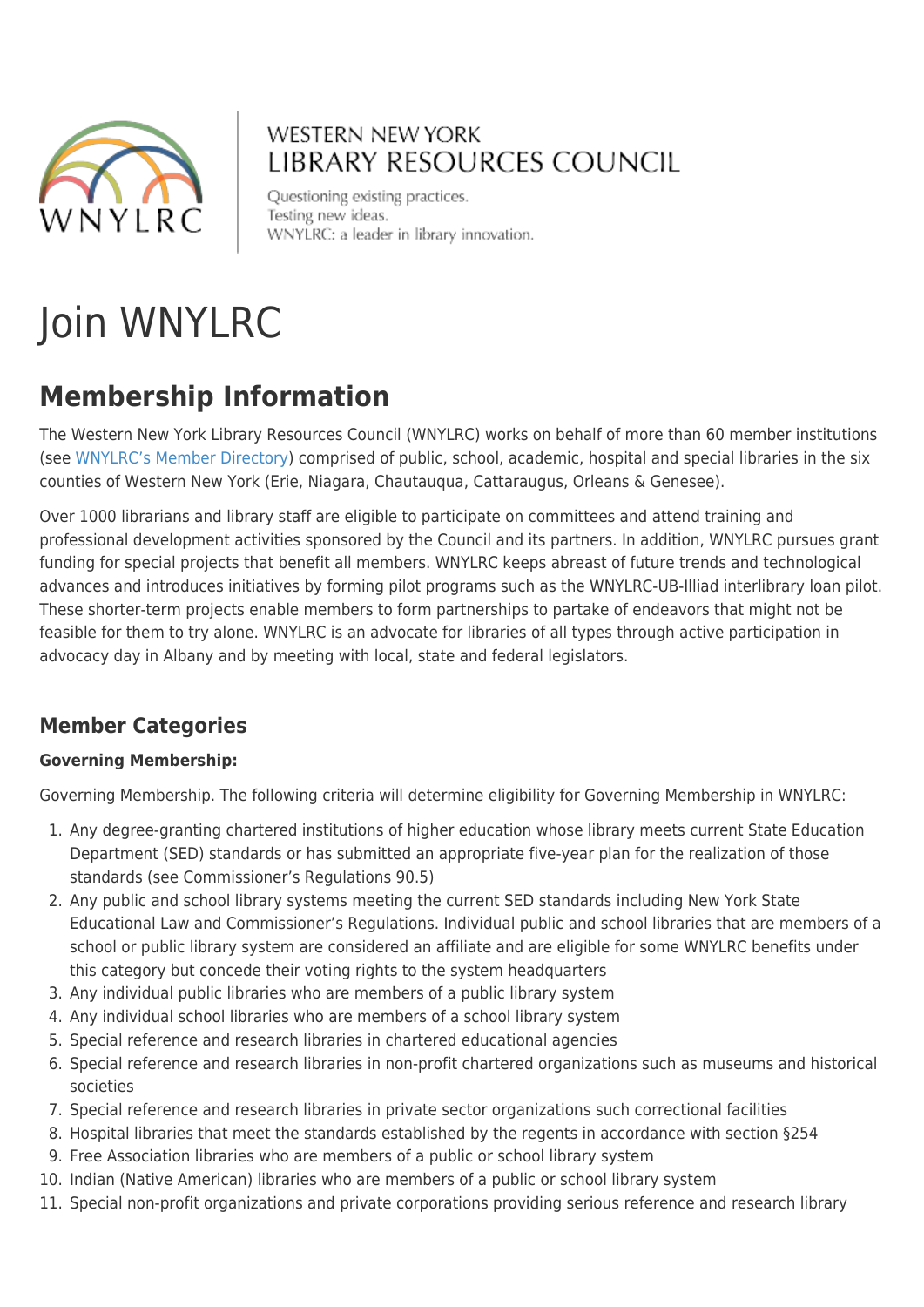WESTERN NEW YORK
LIBRARY RESOURCES COUNCIL

Questioning existing practices.
Testing new ideas.
WNYLRC: a leader in library innovation.

# Join WNYLRC

## Membership Information

The Western New York Library Resources Council (WNYLRC) works on behalf of more than 60 member institutions (see WNYLRC's Member Directory) comprised of public, school, academic, hospital and special libraries in the six counties of Western New York (Erie, Niagara, Chautauqua, Cattaraugus, Orleans & Genesee).

Over 1000 librarians and library staff are eligible to participate on committees and attend training and professional development activities sponsored by the Council and its partners. In addition, WNYLRC pursues grant funding for special projects that benefit all members. WNYLRC keeps abreast of future trends and technological advances and introduces initiatives by forming pilot programs such as the WNYLRC-UB-Illiad interlibrary loan pilot. These shorter-term projects enable members to form partnerships to partake of endeavors that might not be feasible for them to try alone. WNYLRC is an advocate for libraries of all types through active participation in advocacy day in Albany and by meeting with local, state and federal legislators.

### Member Categories

**Governing Membership:**

Governing Membership. The following criteria will determine eligibility for Governing Membership in WNYLRC:

1. Any degree-granting chartered institutions of higher education whose library meets current State Education Department (SED) standards or has submitted an appropriate five-year plan for the realization of those standards (see Commissioner's Regulations 90.5)
2. Any public and school library systems meeting the current SED standards including New York State Educational Law and Commissioner's Regulations. Individual public and school libraries that are members of a school or public library system are considered an affiliate and are eligible for some WNYLRC benefits under this category but concede their voting rights to the system headquarters
3. Any individual public libraries who are members of a public library system
4. Any individual school libraries who are members of a school library system
5. Special reference and research libraries in chartered educational agencies
6. Special reference and research libraries in non-profit chartered organizations such as museums and historical societies
7. Special reference and research libraries in private sector organizations such correctional facilities
8. Hospital libraries that meet the standards established by the regents in accordance with section §254
9. Free Association libraries who are members of a public or school library system
10. Indian (Native American) libraries who are members of a public or school library system
11. Special non-profit organizations and private corporations providing serious reference and research library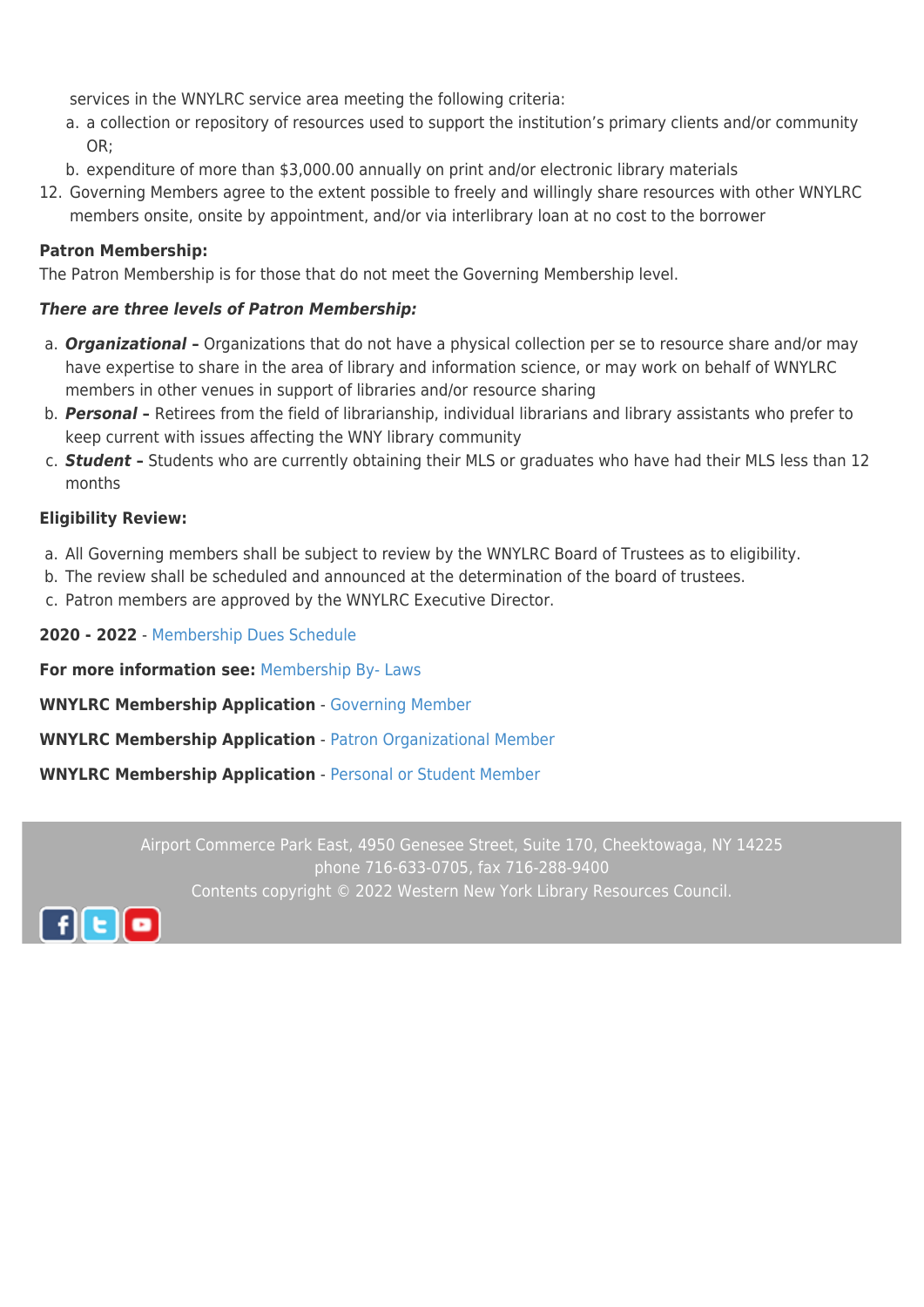services in the WNYLRC service area meeting the following criteria:

a. a collection or repository of resources used to support the institution's primary clients and/or community OR;
b. expenditure of more than $3,000.00 annually on print and/or electronic library materials

12. Governing Members agree to the extent possible to freely and willingly share resources with other WNYLRC members onsite, onsite by appointment, and/or via interlibrary loan at no cost to the borrower

**Patron Membership:**
The Patron Membership is for those that do not meet the Governing Membership level.

***There are three levels of Patron Membership:***

a. ***Organizational –*** Organizations that do not have a physical collection per se to resource share and/or may have expertise to share in the area of library and information science, or may work on behalf of WNYLRC members in other venues in support of libraries and/or resource sharing
b. ***Personal –*** Retirees from the field of librarianship, individual librarians and library assistants who prefer to keep current with issues affecting the WNY library community
c. ***Student –*** Students who are currently obtaining their MLS or graduates who have had their MLS less than 12 months

**Eligibility Review:**

a. All Governing members shall be subject to review by the WNYLRC Board of Trustees as to eligibility.
b. The review shall be scheduled and announced at the determination of the board of trustees.
c. Patron members are approved by the WNYLRC Executive Director.

**2020 - 2022** - Membership Dues Schedule

**For more information see:** Membership By- Laws

**WNYLRC Membership Application** - Governing Member

**WNYLRC Membership Application** - Patron Organizational Member

**WNYLRC Membership Application** - Personal or Student Member

Airport Commerce Park East, 4950 Genesee Street, Suite 170, Cheektowaga, NY 14225
phone 716-633-0705, fax 716-288-9400
Contents copyright © 2022 Western New York Library Resources Council.